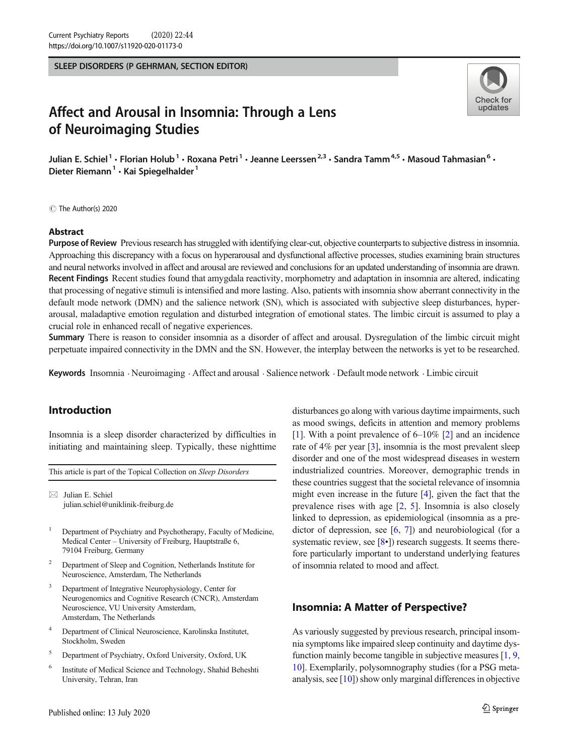SLEEP DISORDERS (P GEHRMAN, SECTION EDITOR)

# Affect and Arousal in Insomnia: Through a Lens of Neuroimaging Studies

Julian E. Schiel[1] · Florian Holub[1] · Roxana Petri[1] · Jeanne Leerssen[2,3] · Sandra Tamm[4,5] · Masoud Tahmasian[6] · Dieter Riemann[1] · Kai Spiegelhalder[1]

© The Author(s) 2020

## Abstract

**Purpose of Review** Previous research has struggled with identifying clear-cut, objective counterparts to subjective distress in insomnia. Approaching this discrepancy with a focus on hyperarousal and dysfunctional affective processes, studies examining brain structures and neural networks involved in affect and arousal are reviewed and conclusions for an updated understanding of insomnia are drawn.

**Recent Findings** Recent studies found that amygdala reactivity, morphometry and adaptation in insomnia are altered, indicating that processing of negative stimuli is intensified and more lasting. Also, patients with insomnia show aberrant connectivity in the default mode network (DMN) and the salience network (SN), which is associated with subjective sleep disturbances, hyperarousal, maladaptive emotion regulation and disturbed integration of emotional states. The limbic circuit is assumed to play a crucial role in enhanced recall of negative experiences.

**Summary** There is reason to consider insomnia as a disorder of affect and arousal. Dysregulation of the limbic circuit might perpetuate impaired connectivity in the DMN and the SN. However, the interplay between the networks is yet to be researched.

**Keywords** Insomnia · Neuroimaging · Affect and arousal · Salience network · Default mode network · Limbic circuit

## Introduction

Insomnia is a sleep disorder characterized by difficulties in initiating and maintaining sleep. Typically, these nighttime disturbances go along with various daytime impairments, such as mood swings, deficits in attention and memory problems [1]. With a point prevalence of 6–10% [2] and an incidence rate of 4% per year [3], insomnia is the most prevalent sleep disorder and one of the most widespread diseases in western industrialized countries. Moreover, demographic trends in these countries suggest that the societal relevance of insomnia might even increase in the future [4], given the fact that the prevalence rises with age [2, 5]. Insomnia is also closely linked to depression, as epidemiological (insomnia as a predictor of depression, see [6, 7]) and neurobiological (for a systematic review, see [8•]) research suggests. It seems therefore particularly important to understand underlying features of insomnia related to mood and affect.

This article is part of the Topical Collection on *Sleep Disorders*

✉ Julian E. Schiel
julian.schiel@uniklinik-freiburg.de

1 Department of Psychiatry and Psychotherapy, Faculty of Medicine, Medical Center – University of Freiburg, Hauptstraße 6, 79104 Freiburg, Germany

2 Department of Sleep and Cognition, Netherlands Institute for Neuroscience, Amsterdam, The Netherlands

3 Department of Integrative Neurophysiology, Center for Neurogenomics and Cognitive Research (CNCR), Amsterdam Neuroscience, VU University Amsterdam, Amsterdam, The Netherlands

4 Department of Clinical Neuroscience, Karolinska Institutet, Stockholm, Sweden

5 Department of Psychiatry, Oxford University, Oxford, UK

6 Institute of Medical Science and Technology, Shahid Beheshti University, Tehran, Iran

## Insomnia: A Matter of Perspective?

As variously suggested by previous research, principal insomnia symptoms like impaired sleep continuity and daytime dysfunction mainly become tangible in subjective measures [1, 9, 10]. Exemplarily, polysomnography studies (for a PSG meta-analysis, see [10]) show only marginal differences in objective

Published online: 13 July 2020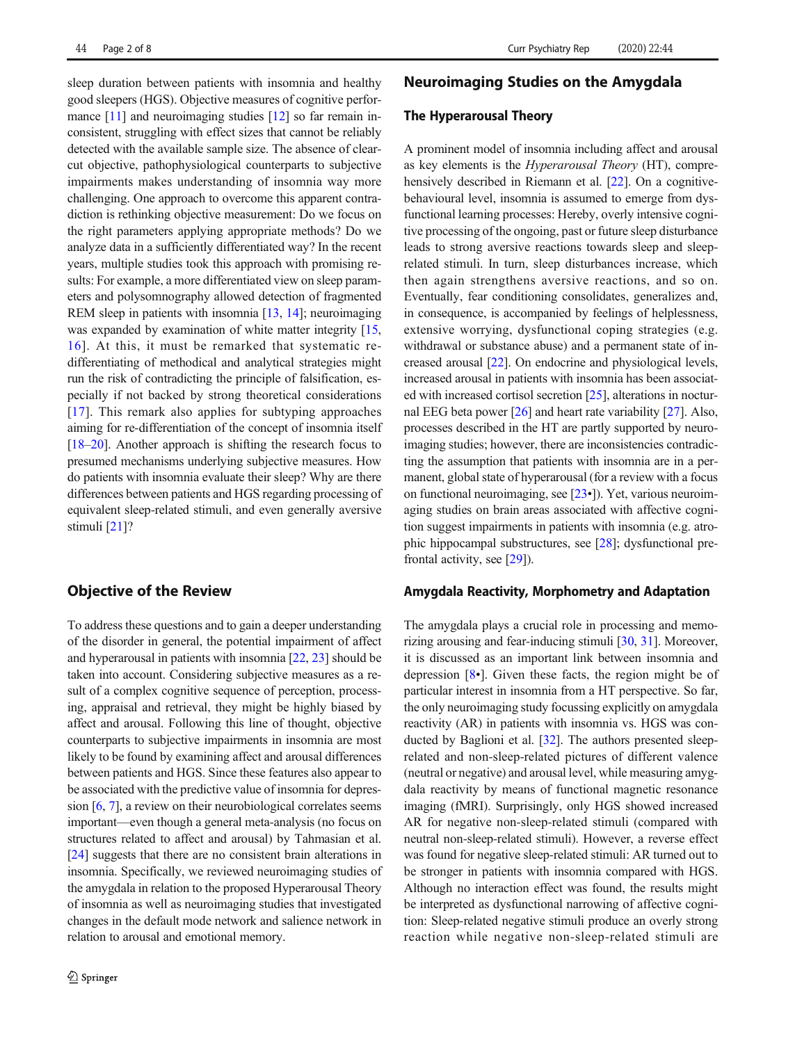sleep duration between patients with insomnia and healthy good sleepers (HGS). Objective measures of cognitive performance [11] and neuroimaging studies [12] so far remain inconsistent, struggling with effect sizes that cannot be reliably detected with the available sample size. The absence of clear-cut objective, pathophysiological counterparts to subjective impairments makes understanding of insomnia way more challenging. One approach to overcome this apparent contradiction is rethinking objective measurement: Do we focus on the right parameters applying appropriate methods? Do we analyze data in a sufficiently differentiated way? In the recent years, multiple studies took this approach with promising results: For example, a more differentiated view on sleep parameters and polysomnography allowed detection of fragmented REM sleep in patients with insomnia [13, 14]; neuroimaging was expanded by examination of white matter integrity [15, 16]. At this, it must be remarked that systematic re-differentiating of methodical and analytical strategies might run the risk of contradicting the principle of falsification, especially if not backed by strong theoretical considerations [17]. This remark also applies for subtyping approaches aiming for re-differentiation of the concept of insomnia itself [18–20]. Another approach is shifting the research focus to presumed mechanisms underlying subjective measures. How do patients with insomnia evaluate their sleep? Why are there differences between patients and HGS regarding processing of equivalent sleep-related stimuli, and even generally aversive stimuli [21]?

## Objective of the Review

To address these questions and to gain a deeper understanding of the disorder in general, the potential impairment of affect and hyperarousal in patients with insomnia [22, 23] should be taken into account. Considering subjective measures as a result of a complex cognitive sequence of perception, processing, appraisal and retrieval, they might be highly biased by affect and arousal. Following this line of thought, objective counterparts to subjective impairments in insomnia are most likely to be found by examining affect and arousal differences between patients and HGS. Since these features also appear to be associated with the predictive value of insomnia for depression [6, 7], a review on their neurobiological correlates seems important—even though a general meta-analysis (no focus on structures related to affect and arousal) by Tahmasian et al. [24] suggests that there are no consistent brain alterations in insomnia. Specifically, we reviewed neuroimaging studies of the amygdala in relation to the proposed Hyperarousal Theory of insomnia as well as neuroimaging studies that investigated changes in the default mode network and salience network in relation to arousal and emotional memory.

## Neuroimaging Studies on the Amygdala

### The Hyperarousal Theory

A prominent model of insomnia including affect and arousal as key elements is the *Hyperarousal Theory* (HT), comprehensively described in Riemann et al. [22]. On a cognitive-behavioural level, insomnia is assumed to emerge from dysfunctional learning processes: Hereby, overly intensive cognitive processing of the ongoing, past or future sleep disturbance leads to strong aversive reactions towards sleep and sleep-related stimuli. In turn, sleep disturbances increase, which then again strengthens aversive reactions, and so on. Eventually, fear conditioning consolidates, generalizes and, in consequence, is accompanied by feelings of helplessness, extensive worrying, dysfunctional coping strategies (e.g. withdrawal or substance abuse) and a permanent state of increased arousal [22]. On endocrine and physiological levels, increased arousal in patients with insomnia has been associated with increased cortisol secretion [25], alterations in nocturnal EEG beta power [26] and heart rate variability [27]. Also, processes described in the HT are partly supported by neuroimaging studies; however, there are inconsistencies contradicting the assumption that patients with insomnia are in a permanent, global state of hyperarousal (for a review with a focus on functional neuroimaging, see [23•]). Yet, various neuroimaging studies on brain areas associated with affective cognition suggest impairments in patients with insomnia (e.g. atrophic hippocampal substructures, see [28]; dysfunctional prefrontal activity, see [29]).

### Amygdala Reactivity, Morphometry and Adaptation

The amygdala plays a crucial role in processing and memorizing arousing and fear-inducing stimuli [30, 31]. Moreover, it is discussed as an important link between insomnia and depression [8•]. Given these facts, the region might be of particular interest in insomnia from a HT perspective. So far, the only neuroimaging study focussing explicitly on amygdala reactivity (AR) in patients with insomnia vs. HGS was conducted by Baglioni et al. [32]. The authors presented sleep-related and non-sleep-related pictures of different valence (neutral or negative) and arousal level, while measuring amygdala reactivity by means of functional magnetic resonance imaging (fMRI). Surprisingly, only HGS showed increased AR for negative non-sleep-related stimuli (compared with neutral non-sleep-related stimuli). However, a reverse effect was found for negative sleep-related stimuli: AR turned out to be stronger in patients with insomnia compared with HGS. Although no interaction effect was found, the results might be interpreted as dysfunctional narrowing of affective cognition: Sleep-related negative stimuli produce an overly strong reaction while negative non-sleep-related stimuli are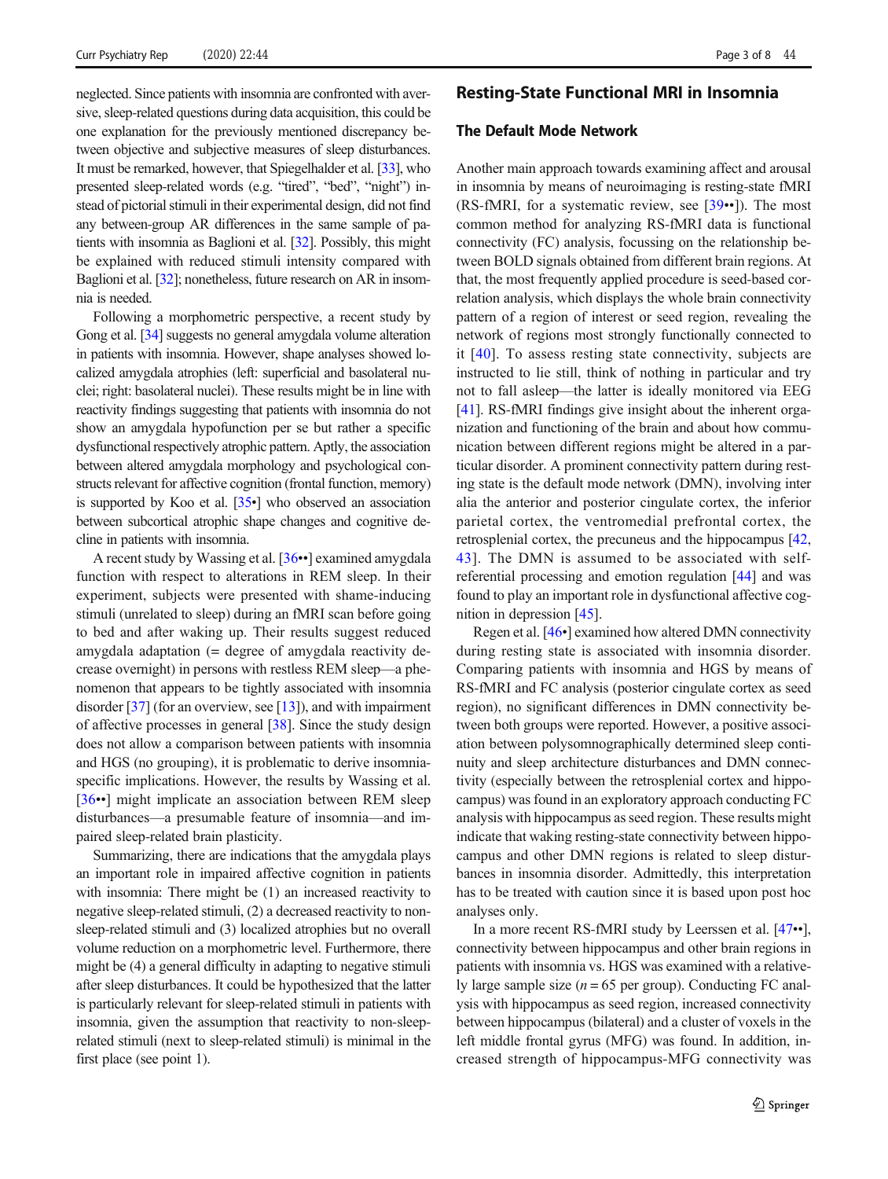neglected. Since patients with insomnia are confronted with aversive, sleep-related questions during data acquisition, this could be one explanation for the previously mentioned discrepancy between objective and subjective measures of sleep disturbances. It must be remarked, however, that Spiegelhalder et al. [33], who presented sleep-related words (e.g. “tired”, “bed”, “night”) instead of pictorial stimuli in their experimental design, did not find any between-group AR differences in the same sample of patients with insomnia as Baglioni et al. [32]. Possibly, this might be explained with reduced stimuli intensity compared with Baglioni et al. [32]; nonetheless, future research on AR in insomnia is needed.

Following a morphometric perspective, a recent study by Gong et al. [34] suggests no general amygdala volume alteration in patients with insomnia. However, shape analyses showed localized amygdala atrophies (left: superficial and basolateral nuclei; right: basolateral nuclei). These results might be in line with reactivity findings suggesting that patients with insomnia do not show an amygdala hypofunction per se but rather a specific dysfunctional respectively atrophic pattern. Aptly, the association between altered amygdala morphology and psychological constructs relevant for affective cognition (frontal function, memory) is supported by Koo et al. [35•] who observed an association between subcortical atrophic shape changes and cognitive decline in patients with insomnia.

A recent study by Wassing et al. [36••] examined amygdala function with respect to alterations in REM sleep. In their experiment, subjects were presented with shame-inducing stimuli (unrelated to sleep) during an fMRI scan before going to bed and after waking up. Their results suggest reduced amygdala adaptation (= degree of amygdala reactivity decrease overnight) in persons with restless REM sleep—a phenomenon that appears to be tightly associated with insomnia disorder [37] (for an overview, see [13]), and with impairment of affective processes in general [38]. Since the study design does not allow a comparison between patients with insomnia and HGS (no grouping), it is problematic to derive insomnia-specific implications. However, the results by Wassing et al. [36••] might implicate an association between REM sleep disturbances—a presumable feature of insomnia—and impaired sleep-related brain plasticity.

Summarizing, there are indications that the amygdala plays an important role in impaired affective cognition in patients with insomnia: There might be (1) an increased reactivity to negative sleep-related stimuli, (2) a decreased reactivity to non-sleep-related stimuli and (3) localized atrophies but no overall volume reduction on a morphometric level. Furthermore, there might be (4) a general difficulty in adapting to negative stimuli after sleep disturbances. It could be hypothesized that the latter is particularly relevant for sleep-related stimuli in patients with insomnia, given the assumption that reactivity to non-sleep-related stimuli (next to sleep-related stimuli) is minimal in the first place (see point 1).

## Resting-State Functional MRI in Insomnia

### The Default Mode Network

Another main approach towards examining affect and arousal in insomnia by means of neuroimaging is resting-state fMRI (RS-fMRI, for a systematic review, see [39••]). The most common method for analyzing RS-fMRI data is functional connectivity (FC) analysis, focussing on the relationship between BOLD signals obtained from different brain regions. At that, the most frequently applied procedure is seed-based correlation analysis, which displays the whole brain connectivity pattern of a region of interest or seed region, revealing the network of regions most strongly functionally connected to it [40]. To assess resting state connectivity, subjects are instructed to lie still, think of nothing in particular and try not to fall asleep—the latter is ideally monitored via EEG [41]. RS-fMRI findings give insight about the inherent organization and functioning of the brain and about how communication between different regions might be altered in a particular disorder. A prominent connectivity pattern during resting state is the default mode network (DMN), involving inter alia the anterior and posterior cingulate cortex, the inferior parietal cortex, the ventromedial prefrontal cortex, the retrosplenial cortex, the precuneus and the hippocampus [42, 43]. The DMN is assumed to be associated with self-referential processing and emotion regulation [44] and was found to play an important role in dysfunctional affective cognition in depression [45].

Regen et al. [46•] examined how altered DMN connectivity during resting state is associated with insomnia disorder. Comparing patients with insomnia and HGS by means of RS-fMRI and FC analysis (posterior cingulate cortex as seed region), no significant differences in DMN connectivity between both groups were reported. However, a positive association between polysomnographically determined sleep continuity and sleep architecture disturbances and DMN connectivity (especially between the retrosplenial cortex and hippocampus) was found in an exploratory approach conducting FC analysis with hippocampus as seed region. These results might indicate that waking resting-state connectivity between hippocampus and other DMN regions is related to sleep disturbances in insomnia disorder. Admittedly, this interpretation has to be treated with caution since it is based upon post hoc analyses only.

In a more recent RS-fMRI study by Leerssen et al. [47••], connectivity between hippocampus and other brain regions in patients with insomnia vs. HGS was examined with a relatively large sample size ($n = 65$ per group). Conducting FC analysis with hippocampus as seed region, increased connectivity between hippocampus (bilateral) and a cluster of voxels in the left middle frontal gyrus (MFG) was found. In addition, increased strength of hippocampus-MFG connectivity was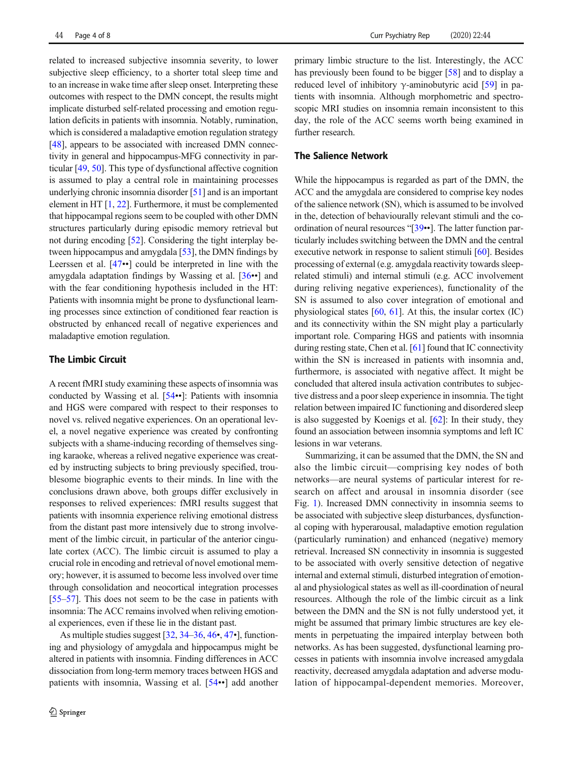related to increased subjective insomnia severity, to lower subjective sleep efficiency, to a shorter total sleep time and to an increase in wake time after sleep onset. Interpreting these outcomes with respect to the DMN concept, the results might implicate disturbed self-related processing and emotion regulation deficits in patients with insomnia. Notably, rumination, which is considered a maladaptive emotion regulation strategy [48], appears to be associated with increased DMN connectivity in general and hippocampus-MFG connectivity in particular [49, 50]. This type of dysfunctional affective cognition is assumed to play a central role in maintaining processes underlying chronic insomnia disorder [51] and is an important element in HT [1, 22]. Furthermore, it must be complemented that hippocampal regions seem to be coupled with other DMN structures particularly during episodic memory retrieval but not during encoding [52]. Considering the tight interplay between hippocampus and amygdala [53], the DMN findings by Leerssen et al. [47••] could be interpreted in line with the amygdala adaptation findings by Wassing et al. [36••] and with the fear conditioning hypothesis included in the HT: Patients with insomnia might be prone to dysfunctional learning processes since extinction of conditioned fear reaction is obstructed by enhanced recall of negative experiences and maladaptive emotion regulation.

## The Limbic Circuit

A recent fMRI study examining these aspects of insomnia was conducted by Wassing et al. [54••]: Patients with insomnia and HGS were compared with respect to their responses to novel vs. relived negative experiences. On an operational level, a novel negative experience was created by confronting subjects with a shame-inducing recording of themselves singing karaoke, whereas a relived negative experience was created by instructing subjects to bring previously specified, troublesome biographic events to their minds. In line with the conclusions drawn above, both groups differ exclusively in responses to relived experiences: fMRI results suggest that patients with insomnia experience reliving emotional distress from the distant past more intensively due to strong involvement of the limbic circuit, in particular of the anterior cingulate cortex (ACC). The limbic circuit is assumed to play a crucial role in encoding and retrieval of novel emotional memory; however, it is assumed to become less involved over time through consolidation and neocortical integration processes [55–57]. This does not seem to be the case in patients with insomnia: The ACC remains involved when reliving emotional experiences, even if these lie in the distant past.

As multiple studies suggest [32, 34–36, 46•, 47•], functioning and physiology of amygdala and hippocampus might be altered in patients with insomnia. Finding differences in ACC dissociation from long-term memory traces between HGS and patients with insomnia, Wassing et al. [54••] add another primary limbic structure to the list. Interestingly, the ACC has previously been found to be bigger [58] and to display a reduced level of inhibitory γ-aminobutyric acid [59] in patients with insomnia. Although morphometric and spectroscopic MRI studies on insomnia remain inconsistent to this day, the role of the ACC seems worth being examined in further research.

## The Salience Network

While the hippocampus is regarded as part of the DMN, the ACC and the amygdala are considered to comprise key nodes of the salience network (SN), which is assumed to be involved in the, detection of behaviourally relevant stimuli and the coordination of neural resources "[39••]. The latter function particularly includes switching between the DMN and the central executive network in response to salient stimuli [60]. Besides processing of external (e.g. amygdala reactivity towards sleep-related stimuli) and internal stimuli (e.g. ACC involvement during reliving negative experiences), functionality of the SN is assumed to also cover integration of emotional and physiological states [60, 61]. At this, the insular cortex (IC) and its connectivity within the SN might play a particularly important role. Comparing HGS and patients with insomnia during resting state, Chen et al. [61] found that IC connectivity within the SN is increased in patients with insomnia and, furthermore, is associated with negative affect. It might be concluded that altered insula activation contributes to subjective distress and a poor sleep experience in insomnia. The tight relation between impaired IC functioning and disordered sleep is also suggested by Koenigs et al. [62]: In their study, they found an association between insomnia symptoms and left IC lesions in war veterans.

Summarizing, it can be assumed that the DMN, the SN and also the limbic circuit—comprising key nodes of both networks—are neural systems of particular interest for research on affect and arousal in insomnia disorder (see Fig. 1). Increased DMN connectivity in insomnia seems to be associated with subjective sleep disturbances, dysfunctional coping with hyperarousal, maladaptive emotion regulation (particularly rumination) and enhanced (negative) memory retrieval. Increased SN connectivity in insomnia is suggested to be associated with overly sensitive detection of negative internal and external stimuli, disturbed integration of emotional and physiological states as well as ill-coordination of neural resources. Although the role of the limbic circuit as a link between the DMN and the SN is not fully understood yet, it might be assumed that primary limbic structures are key elements in perpetuating the impaired interplay between both networks. As has been suggested, dysfunctional learning processes in patients with insomnia involve increased amygdala reactivity, decreased amygdala adaptation and adverse modulation of hippocampal-dependent memories. Moreover,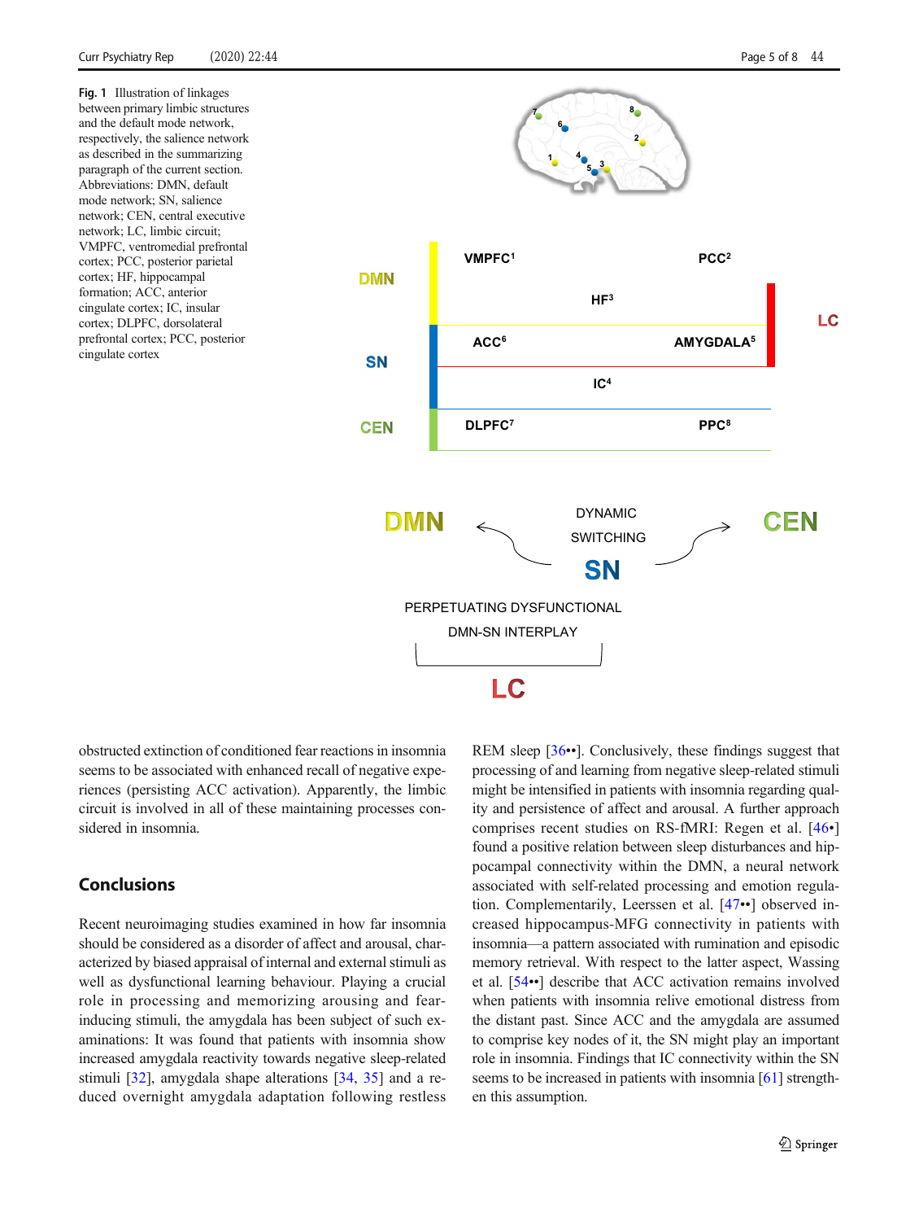**Fig. 1** Illustration of linkages between primary limbic structures and the default mode network, respectively, the salience network as described in the summarizing paragraph of the current section. Abbreviations: DMN, default mode network; SN, salience network; CEN, central executive network; LC, limbic circuit; VMPFC, ventromedial prefrontal cortex; PCC, posterior parietal cortex; HF, hippocampal formation; ACC, anterior cingulate cortex; IC, insular cortex; DLPFC, dorsolateral prefrontal cortex; PCC, posterior cingulate cortex

obstructed extinction of conditioned fear reactions in insomnia seems to be associated with enhanced recall of negative experiences (persisting ACC activation). Apparently, the limbic circuit is involved in all of these maintaining processes considered in insomnia.

## Conclusions

Recent neuroimaging studies examined in how far insomnia should be considered as a disorder of affect and arousal, characterized by biased appraisal of internal and external stimuli as well as dysfunctional learning behaviour. Playing a crucial role in processing and memorizing arousing and fear-inducing stimuli, the amygdala has been subject of such examinations: It was found that patients with insomnia show increased amygdala reactivity towards negative sleep-related stimuli [32], amygdala shape alterations [34, 35] and a reduced overnight amygdala adaptation following restless REM sleep [36••]. Conclusively, these findings suggest that processing of and learning from negative sleep-related stimuli might be intensified in patients with insomnia regarding quality and persistence of affect and arousal. A further approach comprises recent studies on RS-fMRI: Regen et al. [46•] found a positive relation between sleep disturbances and hippocampal connectivity within the DMN, a neural network associated with self-related processing and emotion regulation. Complementarily, Leerssen et al. [47••] observed increased hippocampus-MFG connectivity in patients with insomnia—a pattern associated with rumination and episodic memory retrieval. With respect to the latter aspect, Wassing et al. [54••] describe that ACC activation remains involved when patients with insomnia relive emotional distress from the distant past. Since ACC and the amygdala are assumed to comprise key nodes of it, the SN might play an important role in insomnia. Findings that IC connectivity within the SN seems to be increased in patients with insomnia [61] strengthen this assumption.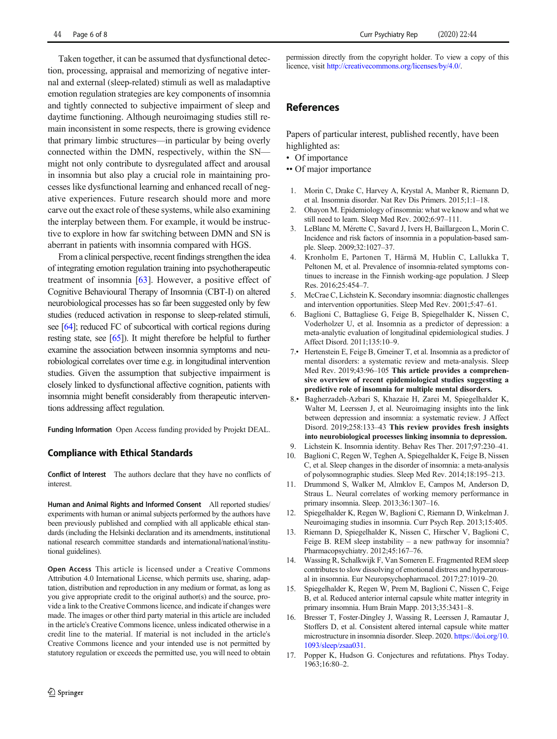Taken together, it can be assumed that dysfunctional detection, processing, appraisal and memorizing of negative internal and external (sleep-related) stimuli as well as maladaptive emotion regulation strategies are key components of insomnia and tightly connected to subjective impairment of sleep and daytime functioning. Although neuroimaging studies still remain inconsistent in some respects, there is growing evidence that primary limbic structures—in particular by being overly connected within the DMN, respectively, within the SN—might not only contribute to dysregulated affect and arousal in insomnia but also play a crucial role in maintaining processes like dysfunctional learning and enhanced recall of negative experiences. Future research should more and more carve out the exact role of these systems, while also examining the interplay between them. For example, it would be instructive to explore in how far switching between DMN and SN is aberrant in patients with insomnia compared with HGS.

From a clinical perspective, recent findings strengthen the idea of integrating emotion regulation training into psychotherapeutic treatment of insomnia [63]. However, a positive effect of Cognitive Behavioural Therapy of Insomnia (CBT-I) on altered neurobiological processes has so far been suggested only by few studies (reduced activation in response to sleep-related stimuli, see [64]; reduced FC of subcortical with cortical regions during resting state, see [65]). It might therefore be helpful to further examine the association between insomnia symptoms and neurobiological correlates over time e.g. in longitudinal intervention studies. Given the assumption that subjective impairment is closely linked to dysfunctional affective cognition, patients with insomnia might benefit considerably from therapeutic interventions addressing affect regulation.

**Funding Information** Open Access funding provided by Projekt DEAL.

## Compliance with Ethical Standards

**Conflict of Interest** The authors declare that they have no conflicts of interest.

**Human and Animal Rights and Informed Consent** All reported studies/experiments with human or animal subjects performed by the authors have been previously published and complied with all applicable ethical standards (including the Helsinki declaration and its amendments, institutional national research committee standards and international/national/institutional guidelines).

**Open Access** This article is licensed under a Creative Commons Attribution 4.0 International License, which permits use, sharing, adaptation, distribution and reproduction in any medium or format, as long as you give appropriate credit to the original author(s) and the source, provide a link to the Creative Commons licence, and indicate if changes were made. The images or other third party material in this article are included in the article's Creative Commons licence, unless indicated otherwise in a credit line to the material. If material is not included in the article's Creative Commons licence and your intended use is not permitted by statutory regulation or exceeds the permitted use, you will need to obtain permission directly from the copyright holder. To view a copy of this licence, visit http://creativecommons.org/licenses/by/4.0/.

## References

Papers of particular interest, published recently, have been highlighted as:

- • Of importance
- •• Of major importance

1. Morin C, Drake C, Harvey A, Krystal A, Manber R, Riemann D, et al. Insomnia disorder. Nat Rev Dis Primers. 2015;1:1–18.
2. Ohayon M. Epidemiology of insomnia: what we know and what we still need to learn. Sleep Med Rev. 2002;6:97–111.
3. LeBlanc M, Mérette C, Savard J, Ivers H, Baillargeon L, Morin C. Incidence and risk factors of insomnia in a population-based sample. Sleep. 2009;32:1027–37.
4. Kronholm E, Partonen T, Härmä M, Hublin C, Lallukka T, Peltonen M, et al. Prevalence of insomnia-related symptoms continues to increase in the Finnish working-age population. J Sleep Res. 2016;25:454–7.
5. McCrae C, Lichstein K. Secondary insomnia: diagnostic challenges and intervention opportunities. Sleep Med Rev. 2001;5:47–61.
6. Baglioni C, Battagliese G, Feige B, Spiegelhalder K, Nissen C, Voderholzer U, et al. Insomnia as a predictor of depression: a meta-analytic evaluation of longitudinal epidemiological studies. J Affect Disord. 2011;135:10–9.
7. • Hertenstein E, Feige B, Gmeiner T, et al. Insomnia as a predictor of mental disorders: a systematic review and meta-analysis. Sleep Med Rev. 2019;43:96–105 **This article provides a comprehensive overview of recent epidemiological studies suggesting a predictive role of insomnia for multiple mental disorders.**
8. • Bagherzadeh-Azbari S, Khazaie H, Zarei M, Spiegelhalder K, Walter M, Leerssen J, et al. Neuroimaging insights into the link between depression and insomnia: a systematic review. J Affect Disord. 2019;258:133–43 **This review provides fresh insights into neurobiological processes linking insomnia to depression.**
9. Lichstein K. Insomnia identity. Behav Res Ther. 2017;97:230–41.
10. Baglioni C, Regen W, Teghen A, Spiegelhalder K, Feige B, Nissen C, et al. Sleep changes in the disorder of insomnia: a meta-analysis of polysomnographic studies. Sleep Med Rev. 2014;18:195–213.
11. Drummond S, Walker M, Almklov E, Campos M, Anderson D, Straus L. Neural correlates of working memory performance in primary insomnia. Sleep. 2013;36:1307–16.
12. Spiegelhalder K, Regen W, Baglioni C, Riemann D, Winkelman J. Neuroimaging studies in insomnia. Curr Psych Rep. 2013;15:405.
13. Riemann D, Spiegelhalder K, Nissen C, Hirscher V, Baglioni C, Feige B. REM sleep instability – a new pathway for insomnia? Pharmacopsychiatry. 2012;45:167–76.
14. Wassing R, Schalkwijk F, Van Someren E. Fragmented REM sleep contributes to slow dissolving of emotional distress and hyperarousal in insomnia. Eur Neuropsychopharmacol. 2017;27:1019–20.
15. Spiegelhalder K, Regen W, Prem M, Baglioni C, Nissen C, Feige B, et al. Reduced anterior internal capsule white matter integrity in primary insomnia. Hum Brain Mapp. 2013;35:3431–8.
16. Bresser T, Foster-Dingley J, Wassing R, Leerssen J, Ramautar J, Stoffers D, et al. Consistent altered internal capsule white matter microstructure in insomnia disorder. Sleep. 2020. https://doi.org/10.1093/sleep/zsaa031.
17. Popper K, Hudson G. Conjectures and refutations. Phys Today. 1963;16:80–2.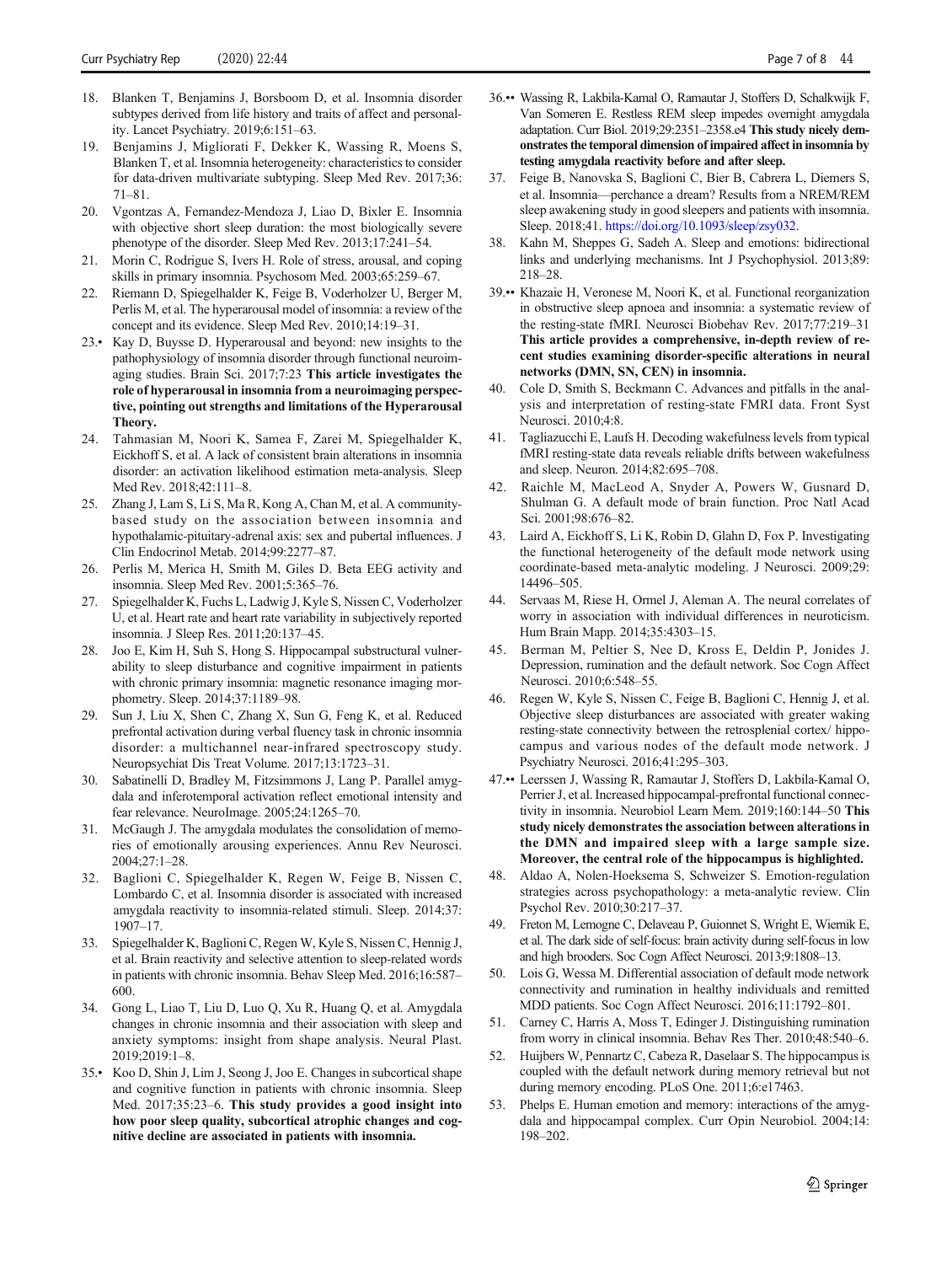18. Blanken T, Benjamins J, Borsboom D, et al. Insomnia disorder subtypes derived from life history and traits of affect and personality. Lancet Psychiatry. 2019;6:151–63.
19. Benjamins J, Migliorati F, Dekker K, Wassing R, Moens S, Blanken T, et al. Insomnia heterogeneity: characteristics to consider for data-driven multivariate subtyping. Sleep Med Rev. 2017;36:71–81.
20. Vgontzas A, Fernandez-Mendoza J, Liao D, Bixler E. Insomnia with objective short sleep duration: the most biologically severe phenotype of the disorder. Sleep Med Rev. 2013;17:241–54.
21. Morin C, Rodrigue S, Ivers H. Role of stress, arousal, and coping skills in primary insomnia. Psychosom Med. 2003;65:259–67.
22. Riemann D, Spiegelhalder K, Feige B, Voderholzer U, Berger M, Perlis M, et al. The hyperarousal model of insomnia: a review of the concept and its evidence. Sleep Med Rev. 2010;14:19–31.
23.• Kay D, Buysse D. Hyperarousal and beyond: new insights to the pathophysiology of insomnia disorder through functional neuroimaging studies. Brain Sci. 2017;7:23 **This article investigates the role of hyperarousal in insomnia from a neuroimaging perspective, pointing out strengths and limitations of the Hyperarousal Theory.**
24. Tahmasian M, Noori K, Samea F, Zarei M, Spiegelhalder K, Eickhoff S, et al. A lack of consistent brain alterations in insomnia disorder: an activation likelihood estimation meta-analysis. Sleep Med Rev. 2018;42:111–8.
25. Zhang J, Lam S, Li S, Ma R, Kong A, Chan M, et al. A community-based study on the association between insomnia and hypothalamic-pituitary-adrenal axis: sex and pubertal influences. J Clin Endocrinol Metab. 2014;99:2277–87.
26. Perlis M, Merica H, Smith M, Giles D. Beta EEG activity and insomnia. Sleep Med Rev. 2001;5:365–76.
27. Spiegelhalder K, Fuchs L, Ladwig J, Kyle S, Nissen C, Voderholzer U, et al. Heart rate and heart rate variability in subjectively reported insomnia. J Sleep Res. 2011;20:137–45.
28. Joo E, Kim H, Suh S, Hong S. Hippocampal substructural vulnerability to sleep disturbance and cognitive impairment in patients with chronic primary insomnia: magnetic resonance imaging morphometry. Sleep. 2014;37:1189–98.
29. Sun J, Liu X, Shen C, Zhang X, Sun G, Feng K, et al. Reduced prefrontal activation during verbal fluency task in chronic insomnia disorder: a multichannel near-infrared spectroscopy study. Neuropsychiat Dis Treat Volume. 2017;13:1723–31.
30. Sabatinelli D, Bradley M, Fitzsimmons J, Lang P. Parallel amygdala and inferotemporal activation reflect emotional intensity and fear relevance. NeuroImage. 2005;24:1265–70.
31. McGaugh J. The amygdala modulates the consolidation of memories of emotionally arousing experiences. Annu Rev Neurosci. 2004;27:1–28.
32. Baglioni C, Spiegelhalder K, Regen W, Feige B, Nissen C, Lombardo C, et al. Insomnia disorder is associated with increased amygdala reactivity to insomnia-related stimuli. Sleep. 2014;37:1907–17.
33. Spiegelhalder K, Baglioni C, Regen W, Kyle S, Nissen C, Hennig J, et al. Brain reactivity and selective attention to sleep-related words in patients with chronic insomnia. Behav Sleep Med. 2016;16:587–600.
34. Gong L, Liao T, Liu D, Luo Q, Xu R, Huang Q, et al. Amygdala changes in chronic insomnia and their association with sleep and anxiety symptoms: insight from shape analysis. Neural Plast. 2019;2019:1–8.
35.• Koo D, Shin J, Lim J, Seong J, Joo E. Changes in subcortical shape and cognitive function in patients with chronic insomnia. Sleep Med. 2017;35:23–6. **This study provides a good insight into how poor sleep quality, subcortical atrophic changes and cognitive decline are associated in patients with insomnia.**
36.•• Wassing R, Lakbila-Kamal O, Ramautar J, Stoffers D, Schalkwijk F, Van Someren E. Restless REM sleep impedes overnight amygdala adaptation. Curr Biol. 2019;29:2351–2358.e4 **This study nicely demonstrates the temporal dimension of impaired affect in insomnia by testing amygdala reactivity before and after sleep.**
37. Feige B, Nanovska S, Baglioni C, Bier B, Cabrera L, Diemers S, et al. Insomnia—perchance a dream? Results from a NREM/REM sleep awakening study in good sleepers and patients with insomnia. Sleep. 2018;41. https://doi.org/10.1093/sleep/zsy032.
38. Kahn M, Sheppes G, Sadeh A. Sleep and emotions: bidirectional links and underlying mechanisms. Int J Psychophysiol. 2013;89:218–28.
39.•• Khazaie H, Veronese M, Noori K, et al. Functional reorganization in obstructive sleep apnoea and insomnia: a systematic review of the resting-state fMRI. Neurosci Biobehav Rev. 2017;77:219–31 **This article provides a comprehensive, in-depth review of recent studies examining disorder-specific alterations in neural networks (DMN, SN, CEN) in insomnia.**
40. Cole D, Smith S, Beckmann C. Advances and pitfalls in the analysis and interpretation of resting-state FMRI data. Front Syst Neurosci. 2010;4:8.
41. Tagliazucchi E, Laufs H. Decoding wakefulness levels from typical fMRI resting-state data reveals reliable drifts between wakefulness and sleep. Neuron. 2014;82:695–708.
42. Raichle M, MacLeod A, Snyder A, Powers W, Gusnard D, Shulman G. A default mode of brain function. Proc Natl Acad Sci. 2001;98:676–82.
43. Laird A, Eickhoff S, Li K, Robin D, Glahn D, Fox P. Investigating the functional heterogeneity of the default mode network using coordinate-based meta-analytic modeling. J Neurosci. 2009;29:14496–505.
44. Servaas M, Riese H, Ormel J, Aleman A. The neural correlates of worry in association with individual differences in neuroticism. Hum Brain Mapp. 2014;35:4303–15.
45. Berman M, Peltier S, Nee D, Kross E, Deldin P, Jonides J. Depression, rumination and the default network. Soc Cogn Affect Neurosci. 2010;6:548–55.
46. Regen W, Kyle S, Nissen C, Feige B, Baglioni C, Hennig J, et al. Objective sleep disturbances are associated with greater waking resting-state connectivity between the retrosplenial cortex/ hippocampus and various nodes of the default mode network. J Psychiatry Neurosci. 2016;41:295–303.
47.•• Leerssen J, Wassing R, Ramautar J, Stoffers D, Lakbila-Kamal O, Perrier J, et al. Increased hippocampal-prefrontal functional connectivity in insomnia. Neurobiol Learn Mem. 2019;160:144–50 **This study nicely demonstrates the association between alterations in the DMN and impaired sleep with a large sample size. Moreover, the central role of the hippocampus is highlighted.**
48. Aldao A, Nolen-Hoeksema S, Schweizer S. Emotion-regulation strategies across psychopathology: a meta-analytic review. Clin Psychol Rev. 2010;30:217–37.
49. Freton M, Lemogne C, Delaveau P, Guionnet S, Wright E, Wiernik E, et al. The dark side of self-focus: brain activity during self-focus in low and high brooders. Soc Cogn Affect Neurosci. 2013;9:1808–13.
50. Lois G, Wessa M. Differential association of default mode network connectivity and rumination in healthy individuals and remitted MDD patients. Soc Cogn Affect Neurosci. 2016;11:1792–801.
51. Carney C, Harris A, Moss T, Edinger J. Distinguishing rumination from worry in clinical insomnia. Behav Res Ther. 2010;48:540–6.
52. Huijbers W, Pennartz C, Cabeza R, Daselaar S. The hippocampus is coupled with the default network during memory retrieval but not during memory encoding. PLoS One. 2011;6:e17463.
53. Phelps E. Human emotion and memory: interactions of the amygdala and hippocampal complex. Curr Opin Neurobiol. 2004;14:198–202.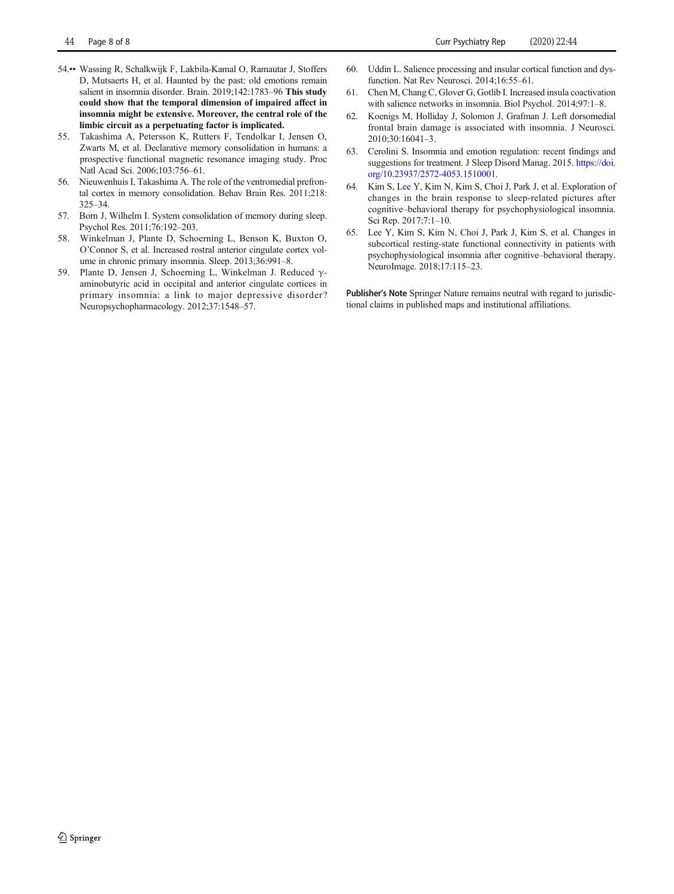54.•• Wassing R, Schalkwijk F, Lakbila-Kamal O, Ramautar J, Stoffers D, Mutsaerts H, et al. Haunted by the past: old emotions remain salient in insomnia disorder. Brain. 2019;142:1783–96 **This study could show that the temporal dimension of impaired affect in insomnia might be extensive. Moreover, the central role of the limbic circuit as a perpetuating factor is implicated.**

55. Takashima A, Petersson K, Rutters F, Tendolkar I, Jensen O, Zwarts M, et al. Declarative memory consolidation in humans: a prospective functional magnetic resonance imaging study. Proc Natl Acad Sci. 2006;103:756–61.

56. Nieuwenhuis I, Takashima A. The role of the ventromedial prefrontal cortex in memory consolidation. Behav Brain Res. 2011;218:325–34.

57. Born J, Wilhelm I. System consolidation of memory during sleep. Psychol Res. 2011;76:192–203.

58. Winkelman J, Plante D, Schoerning L, Benson K, Buxton O, O'Connor S, et al. Increased rostral anterior cingulate cortex volume in chronic primary insomnia. Sleep. 2013;36:991–8.

59. Plante D, Jensen J, Schoerning L, Winkelman J. Reduced γ-aminobutyric acid in occipital and anterior cingulate cortices in primary insomnia: a link to major depressive disorder? Neuropsychopharmacology. 2012;37:1548–57.

60. Uddin L. Salience processing and insular cortical function and dysfunction. Nat Rev Neurosci. 2014;16:55–61.

61. Chen M, Chang C, Glover G, Gotlib I. Increased insula coactivation with salience networks in insomnia. Biol Psychol. 2014;97:1–8.

62. Koenigs M, Holliday J, Solomon J, Grafman J. Left dorsomedial frontal brain damage is associated with insomnia. J Neurosci. 2010;30:16041–3.

63. Cerolini S. Insomnia and emotion regulation: recent findings and suggestions for treatment. J Sleep Disord Manag. 2015. https://doi.org/10.23937/2572-4053.1510001.

64. Kim S, Lee Y, Kim N, Kim S, Choi J, Park J, et al. Exploration of changes in the brain response to sleep-related pictures after cognitive–behavioral therapy for psychophysiological insomnia. Sci Rep. 2017;7:1–10.

65. Lee Y, Kim S, Kim N, Choi J, Park J, Kim S, et al. Changes in subcortical resting-state functional connectivity in patients with psychophysiological insomnia after cognitive–behavioral therapy. NeuroImage. 2018;17:115–23.

**Publisher's Note** Springer Nature remains neutral with regard to jurisdictional claims in published maps and institutional affiliations.